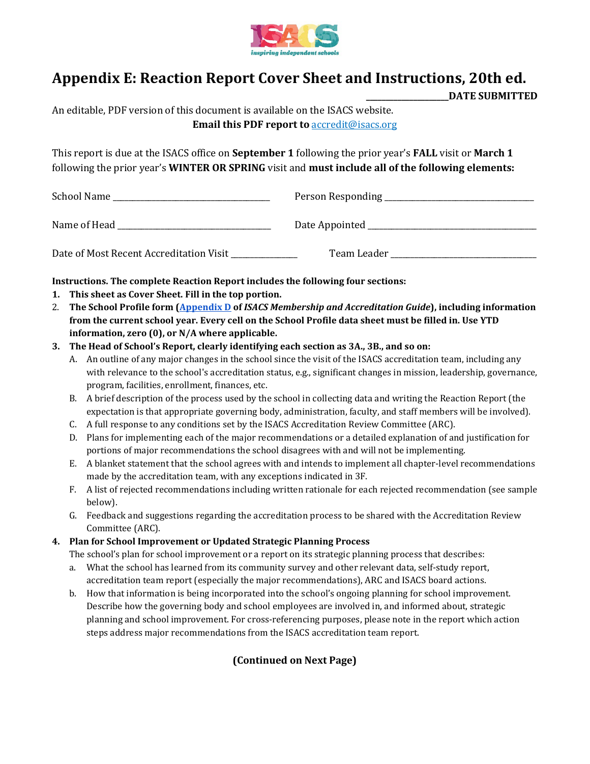# Appendix E: Reation Report Cover Sheet and Instructions, 20th ed.

___________________DATE SUBMITTED

An editable, PDF version of this document is available on the ISACS website.

**Email this PDF report to [accredit@isacs.org](mailto:accredit@isacs.org)**

This report is due at the ISACS office on **September 1** following the prior year's **FALL** visit or **March 1** following the prior year's **WINTER OR SPRING** visit and **must include all of the following elements:**

School Name ____________________________________ Person Responding __________________________________

Name of Head ___________________________________ Date Appointed ______________________________________

Date of Most Recent Accreditation Visit _______________ Team Leader _________________________________

**Instructions. The complete Reaction Report includes the following four sections:**

1. **This sheet as Cover Sheet. Fill in the top portion.**
2. **The School Profile form ([Appendix D](#) of *ISACS Membership and Accreditation Guide*), including information from the current school year. Every cell on the School Profile data sheet must be filled in. Use YTD information, zero (0), or N/A where applicable.**
3. **The Head of School's Report, clearly identifying each section as 3A., 3B., and so on:**
   A. An outline of any major changes in the school since the visit of the ISACS accreditation team, including any with relevance to the school's accreditation status, e.g., significant changes in mission, leadership, governance, program, facilities, enrollment, finances, etc.
   B. A brief description of the process used by the school in collecting data and writing the Reaction Report (the expectation is that appropriate governing body, administration, faculty, and staff members will be involved).
   C. A full response to any conditions set by the ISACS Accreditation Review Committee (ARC).
   D. Plans for implementing each of the major recommendations or a detailed explanation of and justification for portions of major recommendations the school disagrees with and will not be implementing.
   E. A blanket statement that the school agrees with and intends to implement all chapter-level recommendations made by the accreditation team, with any exceptions indicated in 3F.
   F. A list of rejected recommendations including written rationale for each rejected recommendation (see sample below).
   G. Feedback and suggestions regarding the accreditation process to be shared with the Accreditation Review Committee (ARC).
4. **Plan for School Improvement or Updated Strategic Planning Process**
   The school's plan for school improvement or a report on its strategic planning process that describes:
   a. What the school has learned from its community survey and other relevant data, self-study report, accreditation team report (especially the major recommendations), ARC and ISACS board actions.
   b. How that information is being incorporated into the school's ongoing planning for school improvement. Describe how the governing body and school employees are involved in, and informed about, strategic planning and school improvement. For cross-referencing purposes, please note in the report which action steps address major recommendations from the ISACS accreditation team report.

**(Continued on Next Page)**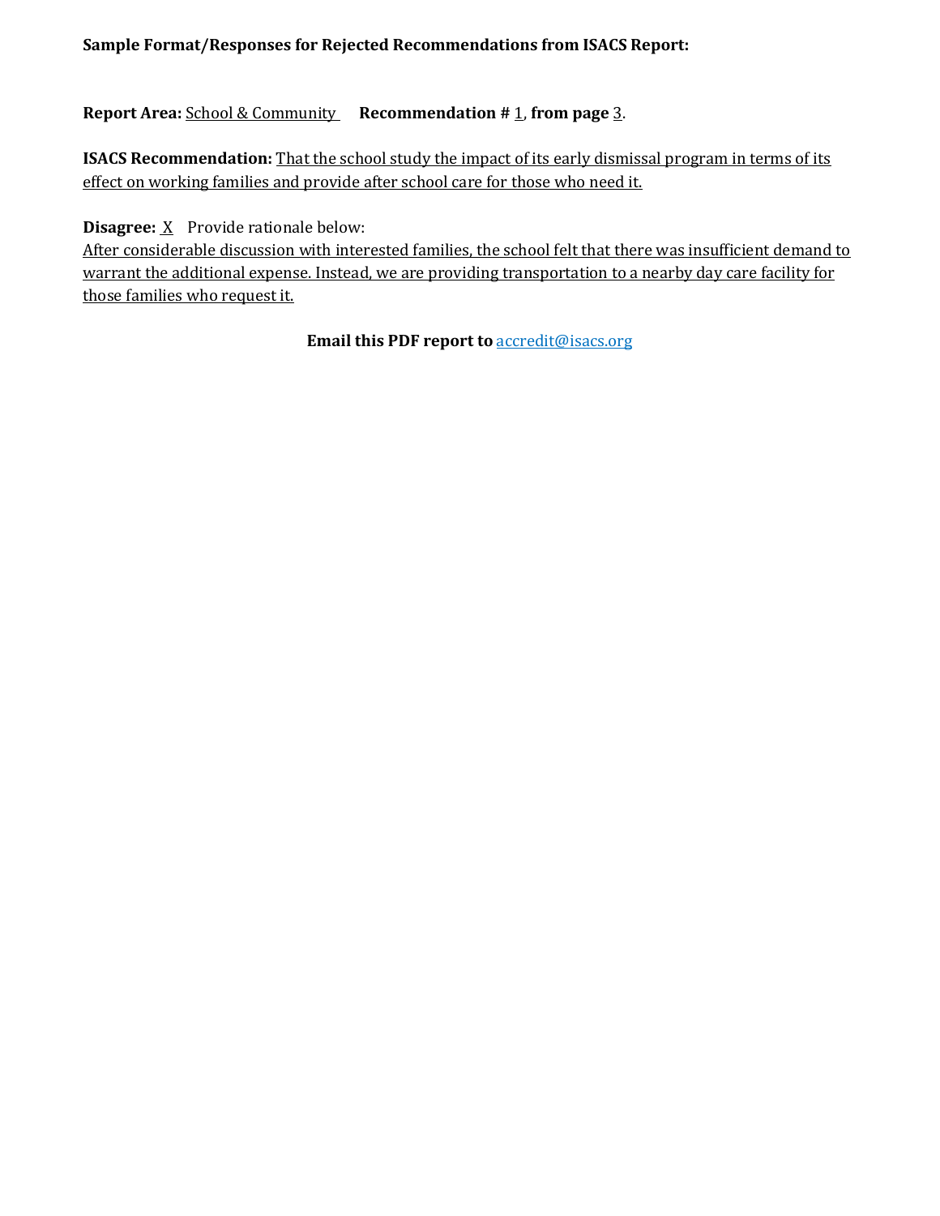**Sample Format/Responses for Rejected Recommendations from ISACS Report:**

**Report Area:** School & Community **Recommendation #** 1, **from page** 3.

**ISACS Recommendation:** That the school study the impact of its early dismissal program in terms of its effect on working families and provide after school care for those who need it.

**Disagree:** X Provide rationale below:

After considerable discussion with interested families, the school felt that there was insufficient demand to warrant the additional expense. Instead, we are providing transportation to a nearby day care facility for those families who request it.

**Email this PDF report to** accredit@isacs.org